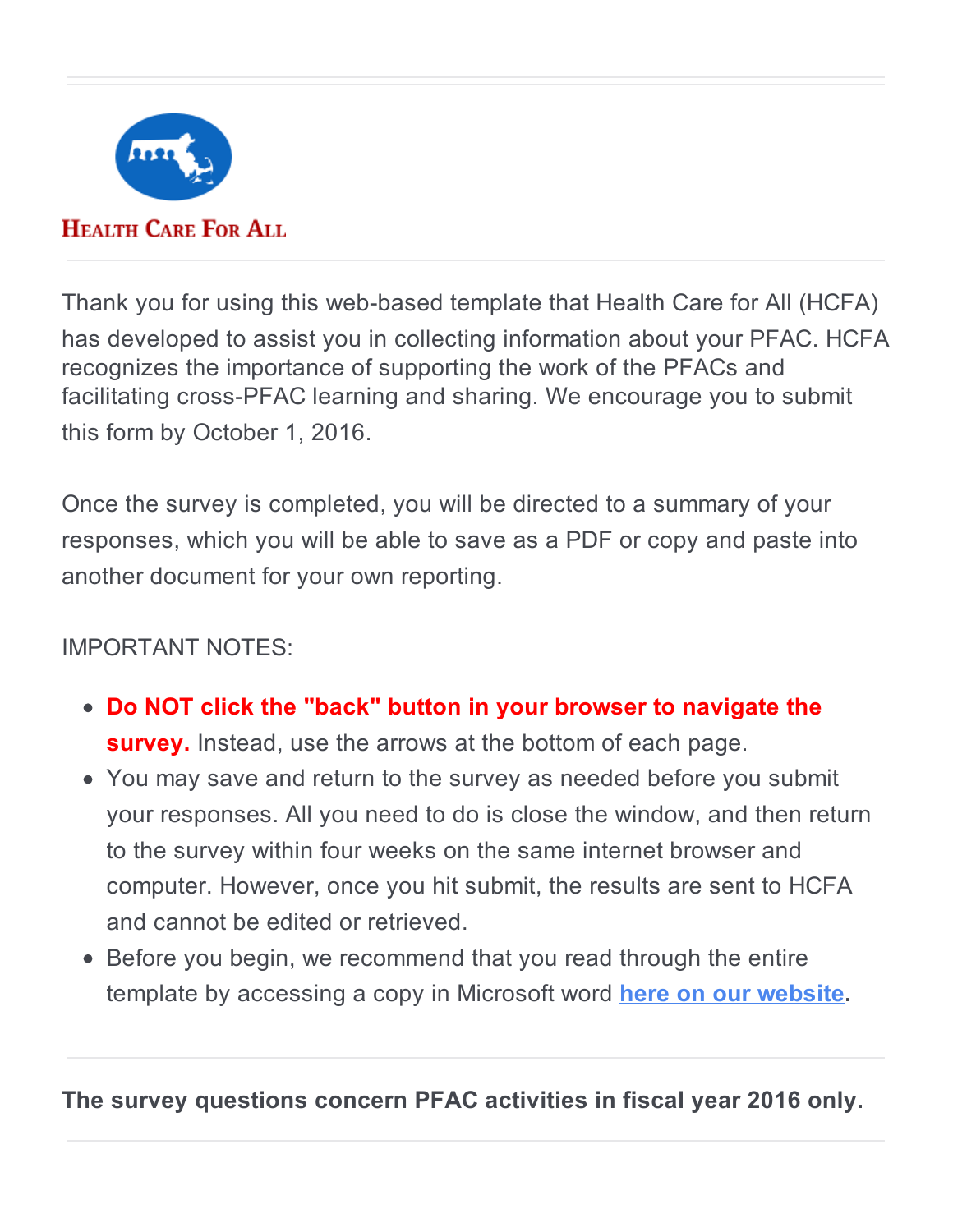**HEALTH CARE FOR ALL**

Thank you for using this web-based template that Health Care for All (HCFA) has developed to assist you in collecting information about your PFAC. HCFA recognizes the importance of supporting the work of the PFACs and facilitating cross-PFAC learning and sharing. We encourage you to submit this form by October 1, 2016.

Once the survey is completed, you will be directed to a summary of your responses, which you will be able to save as a PDF or copy and paste into another document for your own reporting.

IMPORTANT NOTES:

- **Do NOT click the "back" button in your browser to navigate the survey.** Instead, use the arrows at the bottom of each page.
- You may save and return to the survey as needed before you submit your responses. All you need to do is close the window, and then return to the survey within four weeks on the same internet browser and computer. However, once you hit submit, the results are sent to HCFA and cannot be edited or retrieved.
- Before you begin, we recommend that you read through the entire template by accessing a copy in Microsoft word here on our website.

---

**The survey questions concern PFAC activities in fiscal year 2016 only.**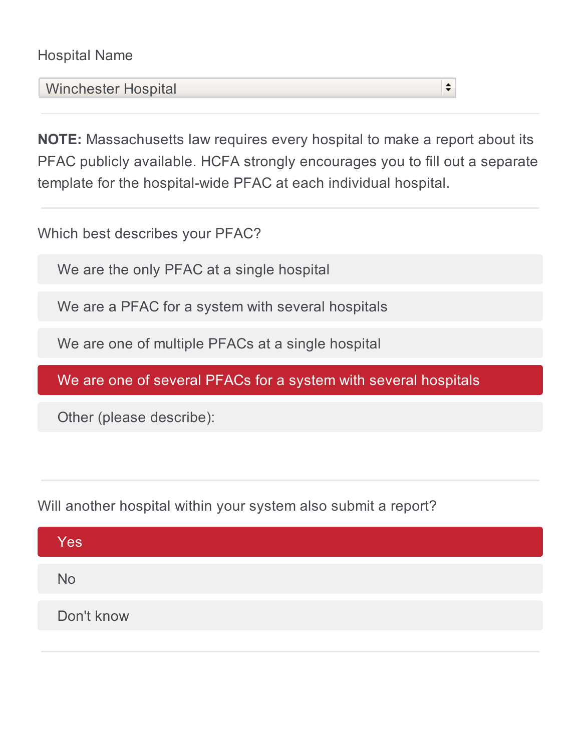Hospital Name

Winchester Hospital

---

**NOTE:** Massachusetts law requires every hospital to make a report about its PFAC publicly available. HCFA strongly encourages you to fill out a separate template for the hospital-wide PFAC at each individual hospital.

---

Which best describes your PFAC?

- We are the only PFAC at a single hospital
- We are a PFAC for a system with several hospitals
- We are one of multiple PFACs at a single hospital
- **We are one of several PFACs for a system with several hospitals** (selected)
- Other (please describe):

---

Will another hospital within your system also submit a report?

- **Yes** (selected)
- No
- Don't know

---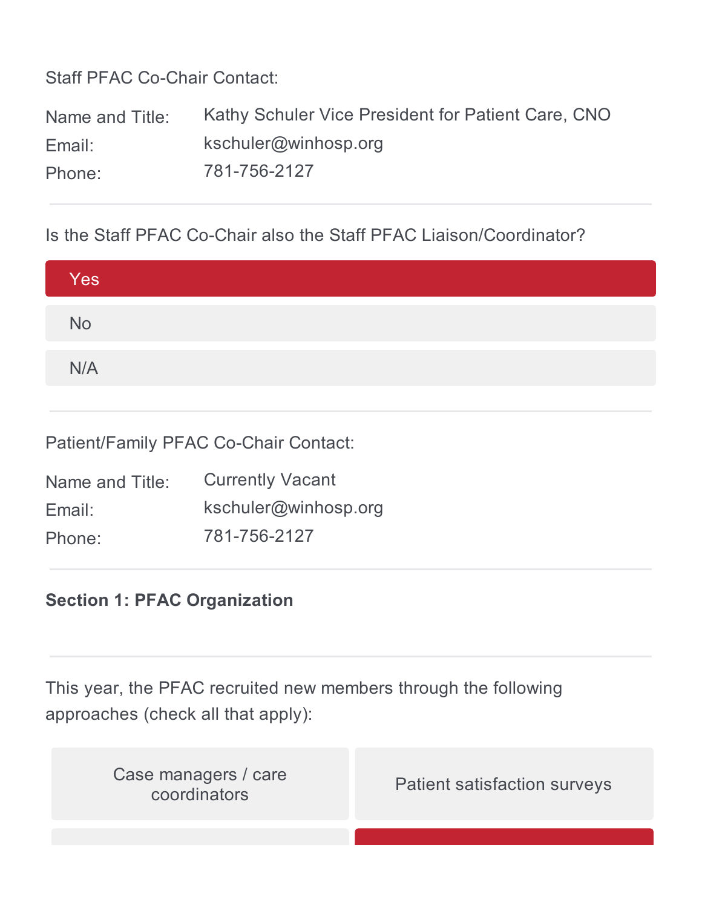Staff PFAC Co-Chair Contact:

Name and Title: Kathy Schuler Vice President for Patient Care, CNO
Email: kschuler@winhosp.org
Phone: 781-756-2127

Is the Staff PFAC Co-Chair also the Staff PFAC Liaison/Coordinator?

- **Yes** (selected)
- No
- N/A

Patient/Family PFAC Co-Chair Contact:

Name and Title: Currently Vacant
Email: kschuler@winhosp.org
Phone: 781-756-2127

**Section 1: PFAC Organization**

This year, the PFAC recruited new members through the following approaches (check all that apply):

| Case managers / care coordinators | Patient satisfaction surveys |
| --- | --- |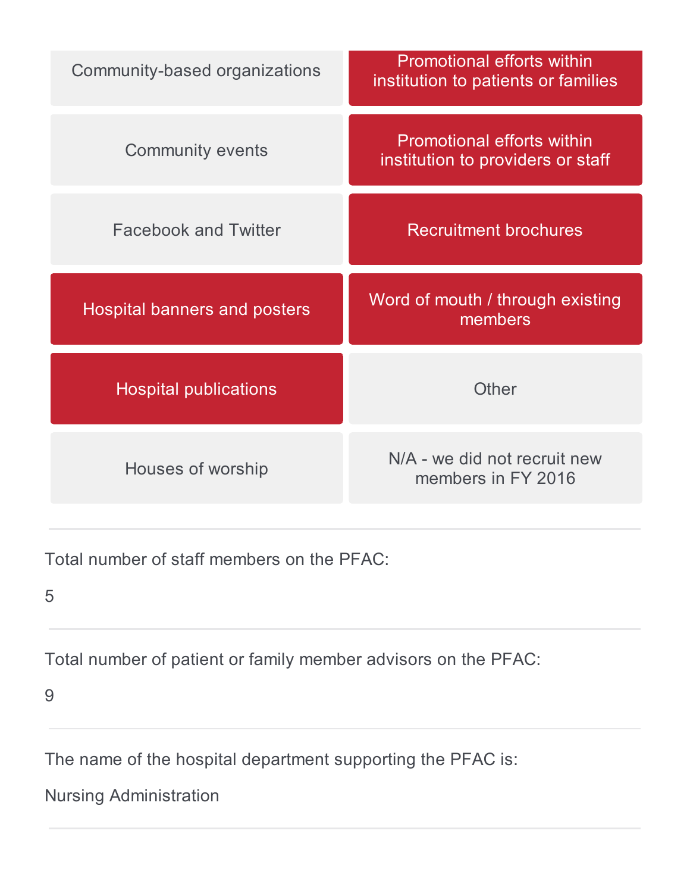| | |
|---|---|
| Community-based organizations | **Promotional efforts within institution to patients or families** |
| Community events | **Promotional efforts within institution to providers or staff** |
| Facebook and Twitter | **Recruitment brochures** |
| **Hospital banners and posters** | **Word of mouth / through existing members** |
| **Hospital publications** | Other |
| Houses of worship | N/A - we did not recruit new members in FY 2016 |

---

Total number of staff members on the PFAC:

5

---

Total number of patient or family member advisors on the PFAC:

9

---

The name of the hospital department supporting the PFAC is:

Nursing Administration

---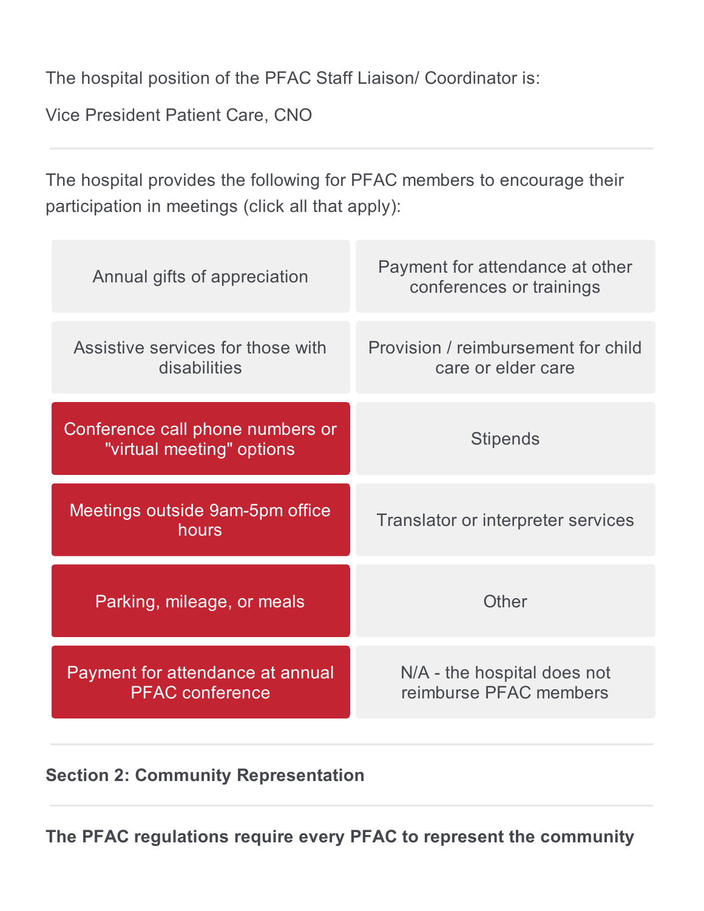The hospital position of the PFAC Staff Liaison/ Coordinator is:

Vice President Patient Care, CNO

---

The hospital provides the following for PFAC members to encourage their participation in meetings (click all that apply):

| | |
|---|---|
| Annual gifts of appreciation | Payment for attendance at other conferences or trainings |
| Assistive services for those with disabilities | Provision / reimbursement for child care or elder care |
| **Conference call phone numbers or "virtual meeting" options** (selected) | Stipends |
| **Meetings outside 9am-5pm office hours** (selected) | Translator or interpreter services |
| **Parking, mileage, or meals** (selected) | Other |
| **Payment for attendance at annual PFAC conference** (selected) | N/A - the hospital does not reimburse PFAC members |

---

**Section 2: Community Representation**

---

**The PFAC regulations require every PFAC to represent the community**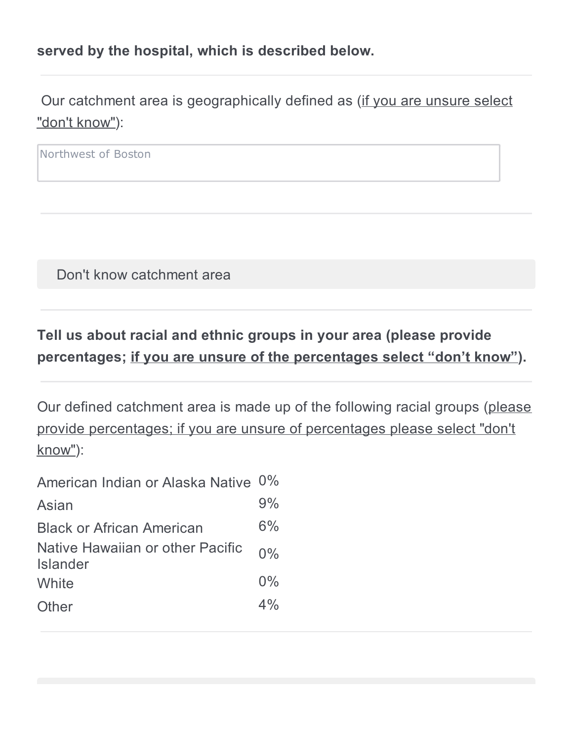**served by the hospital, which is described below.**

---

Our catchment area is geographically defined as (<u>if you are unsure select "don't know"</u>):

Northwest of Boston

---

Don't know catchment area

---

**Tell us about racial and ethnic groups in your area (please provide percentages; <u>if you are unsure of the percentages select "don't know"</u>).**

---

Our defined catchment area is made up of the following racial groups (<u>please provide percentages; if you are unsure of percentages please select "don't know"</u>):

| | |
|---|---|
| American Indian or Alaska Native | 0% |
| Asian | 9% |
| Black or African American | 6% |
| Native Hawaiian or other Pacific Islander | 0% |
| White | 0% |
| Other | 4% |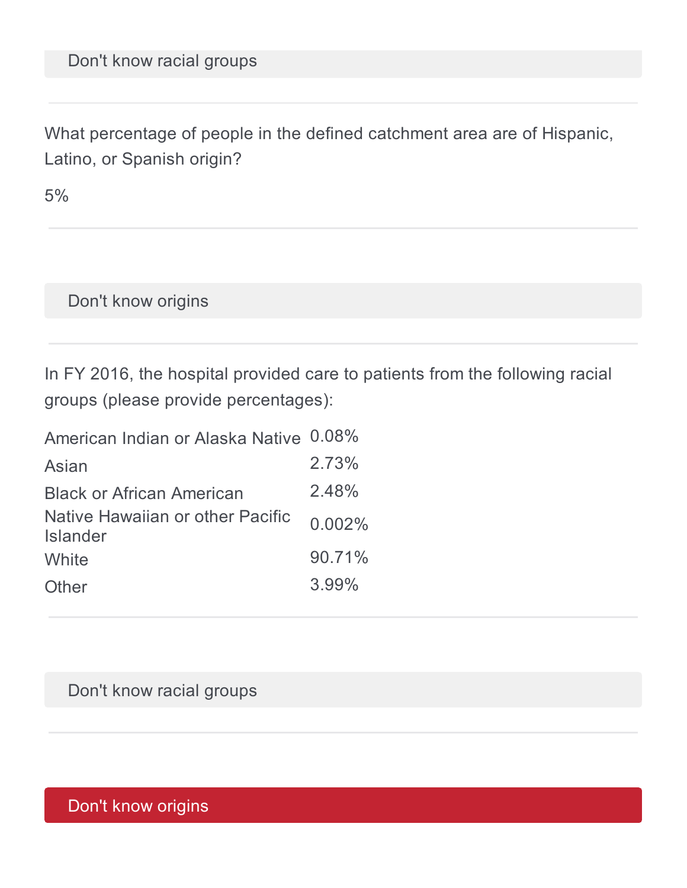Don't know racial groups

---

What percentage of people in the defined catchment area are of Hispanic, Latino, or Spanish origin?

5%

---

Don't know origins

---

In FY 2016, the hospital provided care to patients from the following racial groups (please provide percentages):

| | |
|---|---|
| American Indian or Alaska Native | 0.08% |
| Asian | 2.73% |
| Black or African American | 2.48% |
| Native Hawaiian or other Pacific Islander | 0.002% |
| White | 90.71% |
| Other | 3.99% |

---

Don't know racial groups

---

Don't know origins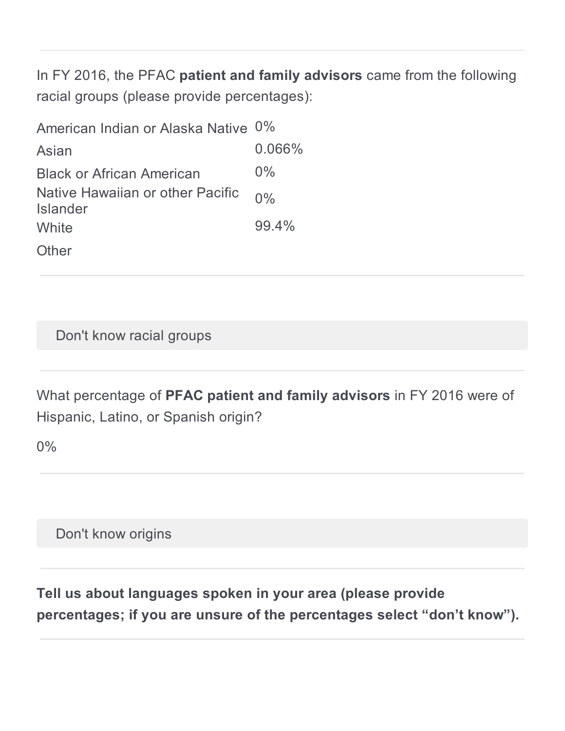In FY 2016, the PFAC **patient and family advisors** came from the following racial groups (please provide percentages):

| | |
|---|---|
| American Indian or Alaska Native | 0% |
| Asian | 0.066% |
| Black or African American | 0% |
| Native Hawaiian or other Pacific Islander | 0% |
| White | 99.4% |
| Other | |

Don't know racial groups

What percentage of **PFAC patient and family advisors** in FY 2016 were of Hispanic, Latino, or Spanish origin?

0%

Don't know origins

**Tell us about languages spoken in your area (please provide percentages; if you are unsure of the percentages select "don't know").**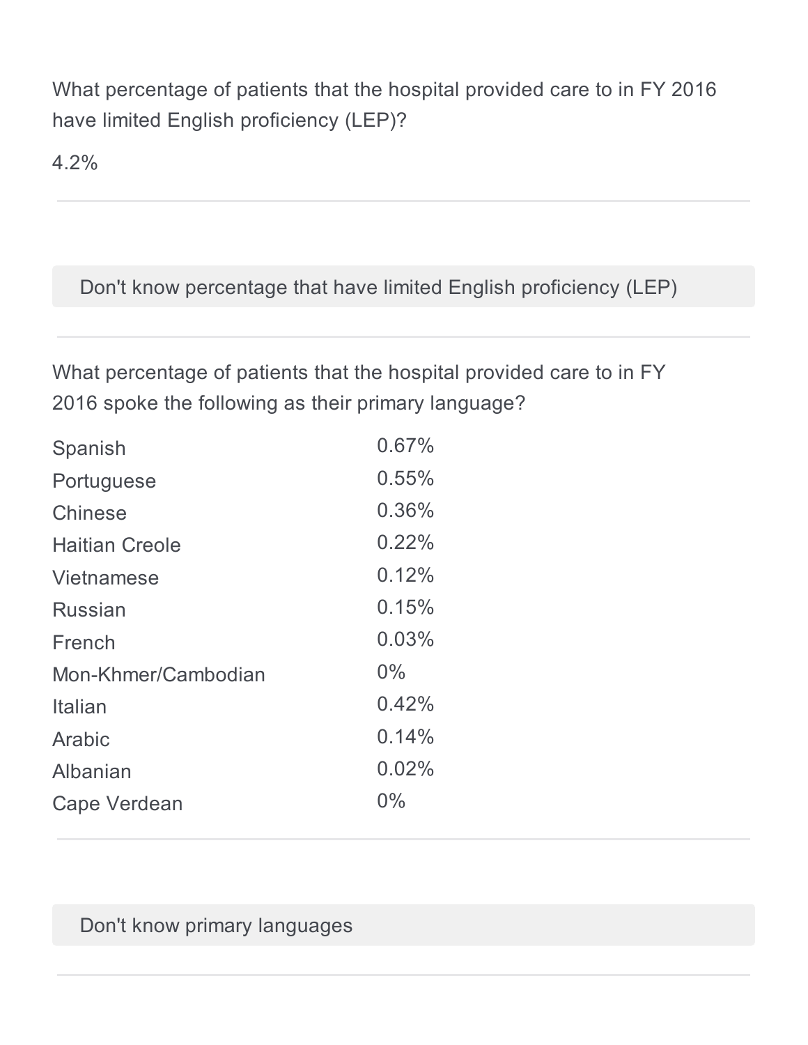What percentage of patients that the hospital provided care to in FY 2016 have limited English proficiency (LEP)?

4.2%

---

Don't know percentage that have limited English proficiency (LEP)

---

What percentage of patients that the hospital provided care to in FY 2016 spoke the following as their primary language?

| Language | Percentage |
|---|---|
| Spanish | 0.67% |
| Portuguese | 0.55% |
| Chinese | 0.36% |
| Haitian Creole | 0.22% |
| Vietnamese | 0.12% |
| Russian | 0.15% |
| French | 0.03% |
| Mon-Khmer/Cambodian | 0% |
| Italian | 0.42% |
| Arabic | 0.14% |
| Albanian | 0.02% |
| Cape Verdean | 0% |

---

Don't know primary languages

---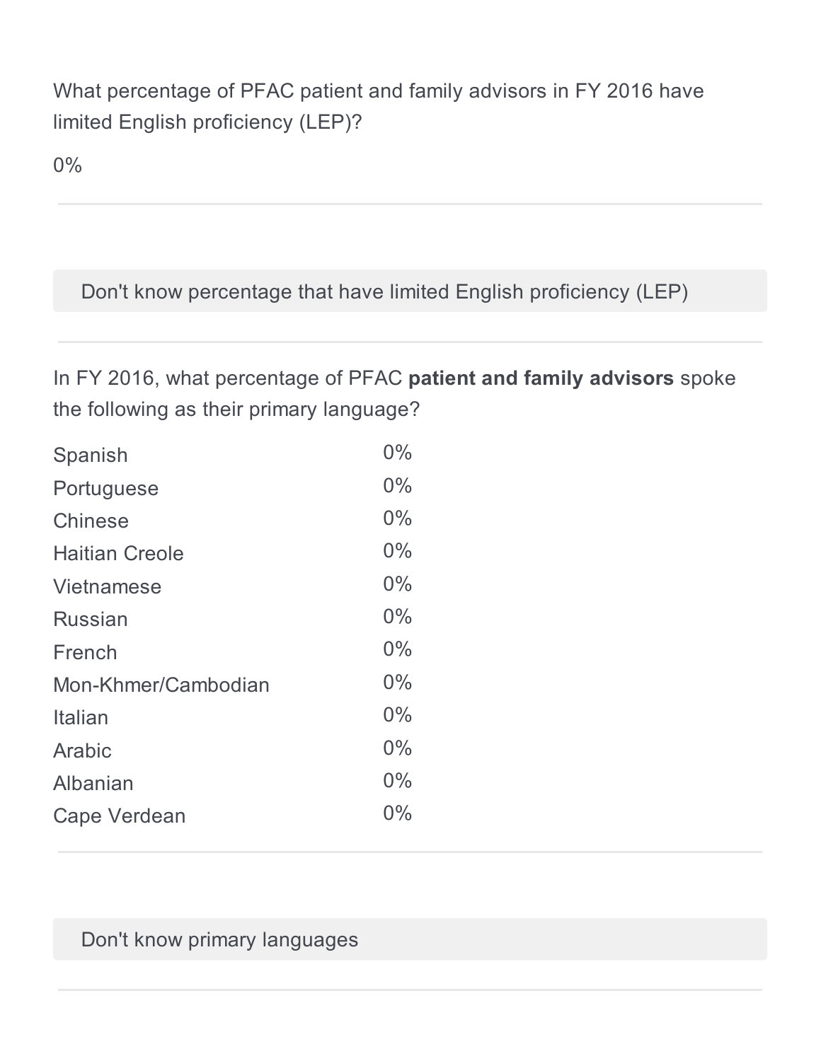What percentage of PFAC patient and family advisors in FY 2016 have limited English proficiency (LEP)?

0%

---

Don't know percentage that have limited English proficiency (LEP)

---

In FY 2016, what percentage of PFAC **patient and family advisors** spoke the following as their primary language?

| | |
|---|---|
| Spanish | 0% |
| Portuguese | 0% |
| Chinese | 0% |
| Haitian Creole | 0% |
| Vietnamese | 0% |
| Russian | 0% |
| French | 0% |
| Mon-Khmer/Cambodian | 0% |
| Italian | 0% |
| Arabic | 0% |
| Albanian | 0% |
| Cape Verdean | 0% |

---

Don't know primary languages

---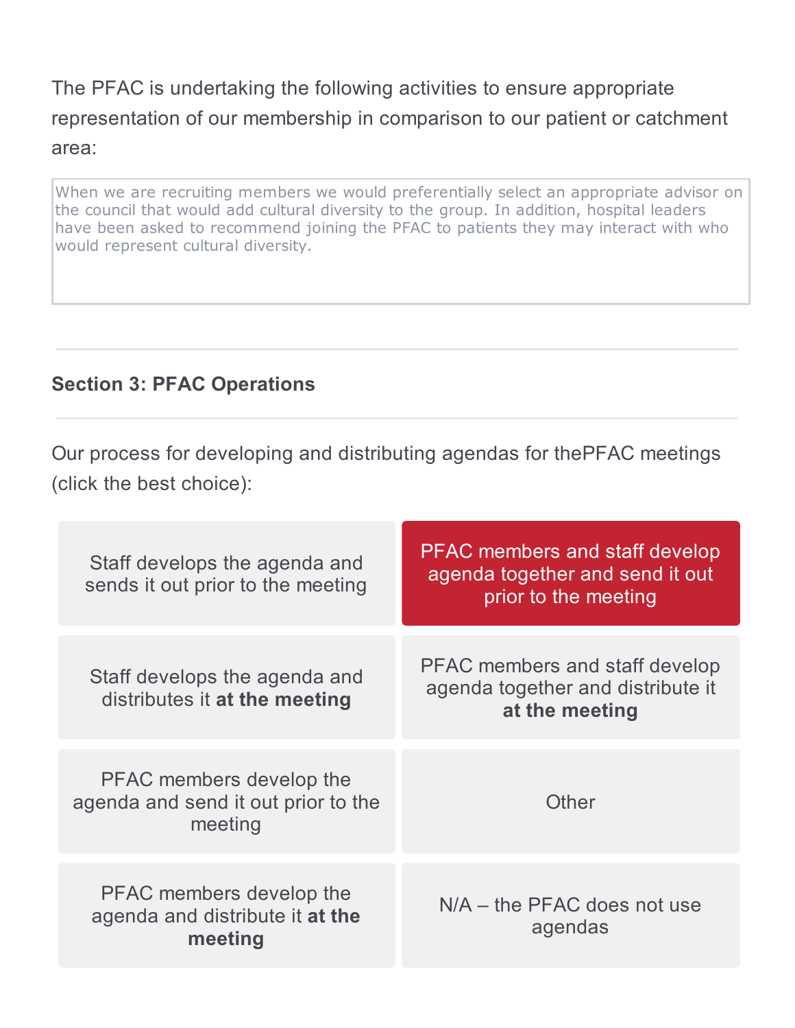The PFAC is undertaking the following activities to ensure appropriate representation of our membership in comparison to our patient or catchment area:

When we are recruiting members we would preferentially select an appropriate advisor on the council that would add cultural diversity to the group. In addition, hospital leaders have been asked to recommend joining the PFAC to patients they may interact with who would represent cultural diversity.

---

**Section 3: PFAC Operations**

---

Our process for developing and distributing agendas for thePFAC meetings (click the best choice):

| | |
|---|---|
| Staff develops the agenda and sends it out prior to the meeting | **PFAC members and staff develop agenda together and send it out prior to the meeting** (selected) |
| Staff develops the agenda and distributes it **at the meeting** | PFAC members and staff develop agenda together and distribute it **at the meeting** |
| PFAC members develop the agenda and send it out prior to the meeting | Other |
| PFAC members develop the agenda and distribute it **at the meeting** | N/A – the PFAC does not use agendas |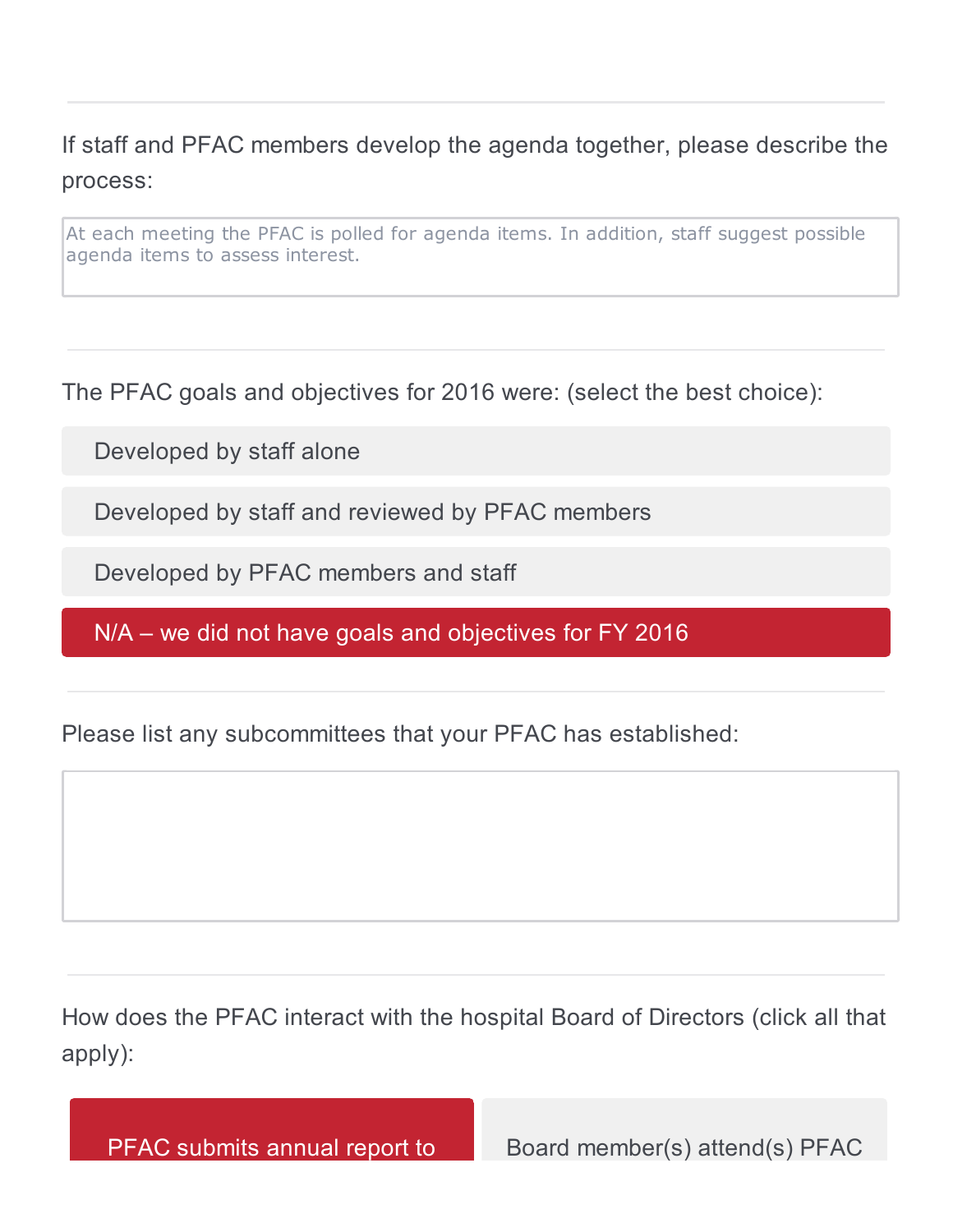If staff and PFAC members develop the agenda together, please describe the process:

At each meeting the PFAC is polled for agenda items. In addition, staff suggest possible agenda items to assess interest.

---

The PFAC goals and objectives for 2016 were: (select the best choice):

- Developed by staff alone
- Developed by staff and reviewed by PFAC members
- Developed by PFAC members and staff
- **N/A – we did not have goals and objectives for FY 2016** (selected)

---

Please list any subcommittees that your PFAC has established:

---

How does the PFAC interact with the hospital Board of Directors (click all that apply):

- **PFAC submits annual report to** (selected)
- Board member(s) attend(s) PFAC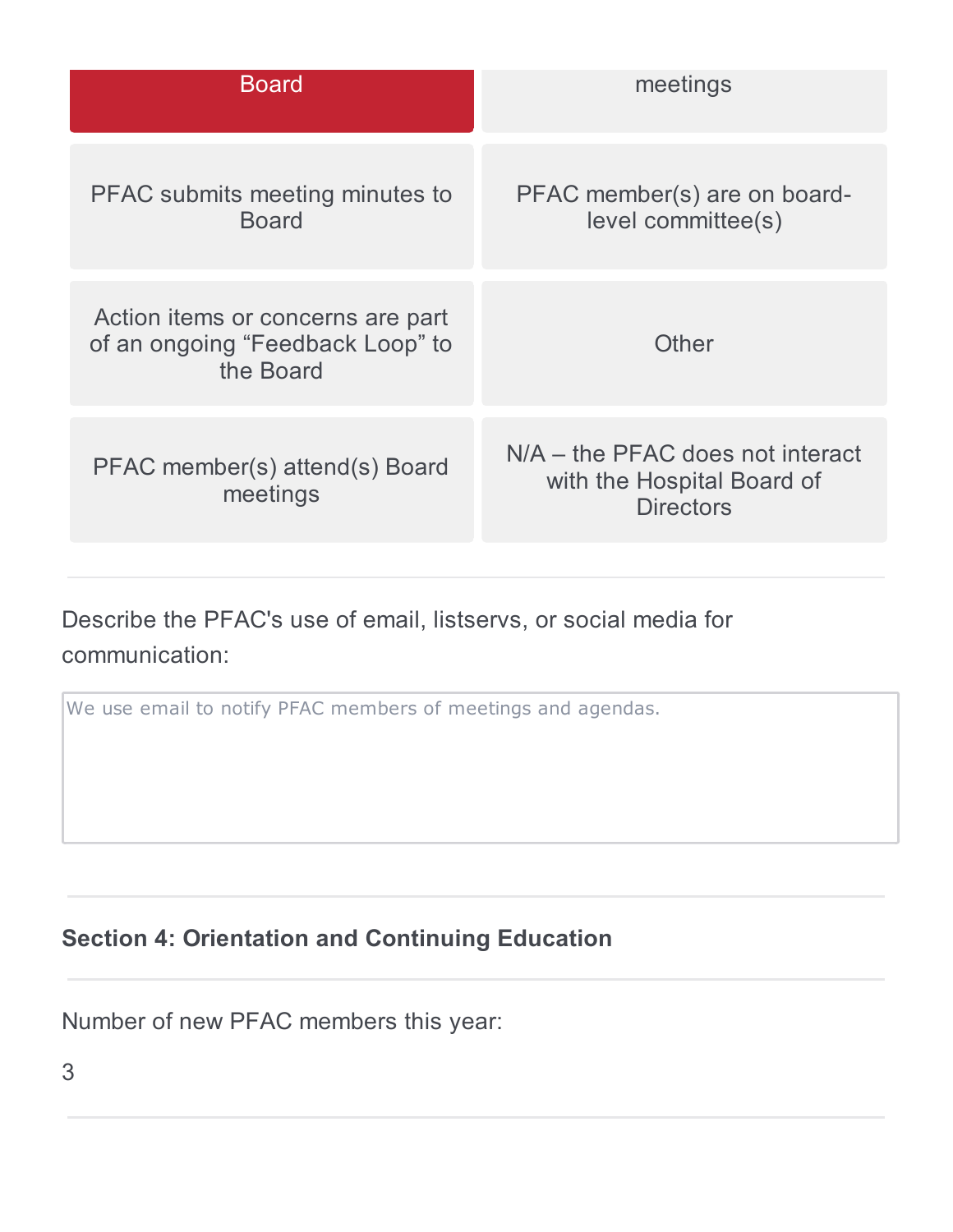| | |
|---|---|
| Board | meetings |
| PFAC submits meeting minutes to Board | PFAC member(s) are on board-level committee(s) |
| Action items or concerns are part of an ongoing “Feedback Loop” to the Board | Other |
| PFAC member(s) attend(s) Board meetings | N/A – the PFAC does not interact with the Hospital Board of Directors |

Describe the PFAC's use of email, listservs, or social media for communication:

We use email to notify PFAC members of meetings and agendas.

**Section 4: Orientation and Continuing Education**

Number of new PFAC members this year:

3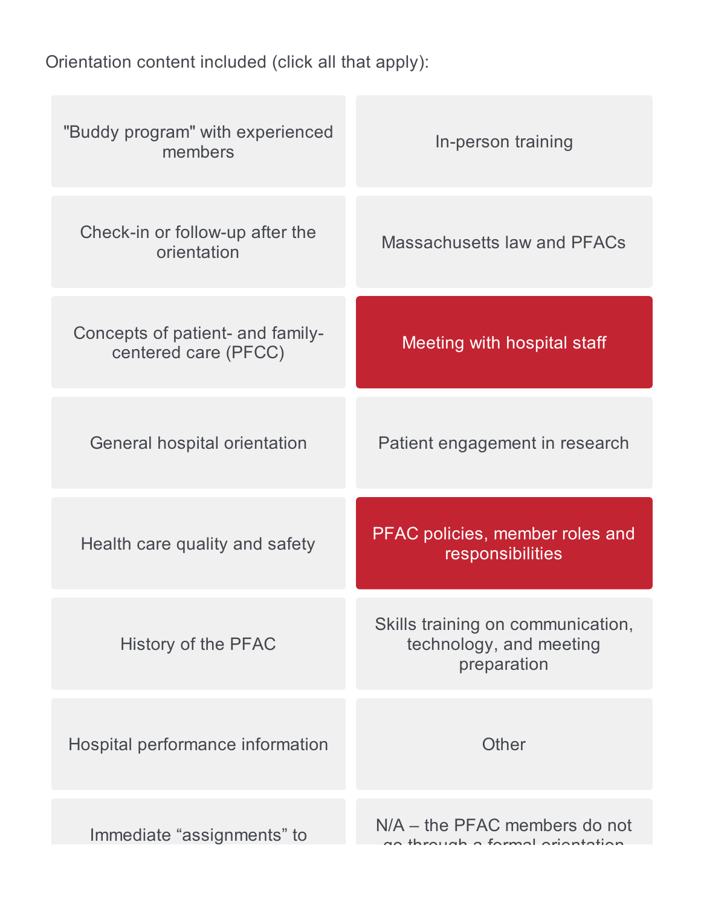Orientation content included (click all that apply):

- "Buddy program" with experienced members
- In-person training
- Check-in or follow-up after the orientation
- Massachusetts law and PFACs
- Concepts of patient- and family-centered care (PFCC)
- **Meeting with hospital staff** (selected)
- General hospital orientation
- Patient engagement in research
- Health care quality and safety
- **PFAC policies, member roles and responsibilities** (selected)
- History of the PFAC
- Skills training on communication, technology, and meeting preparation
- Hospital performance information
- Other
- Immediate “assignments” to
- N/A – the PFAC members do not go through a formal orientation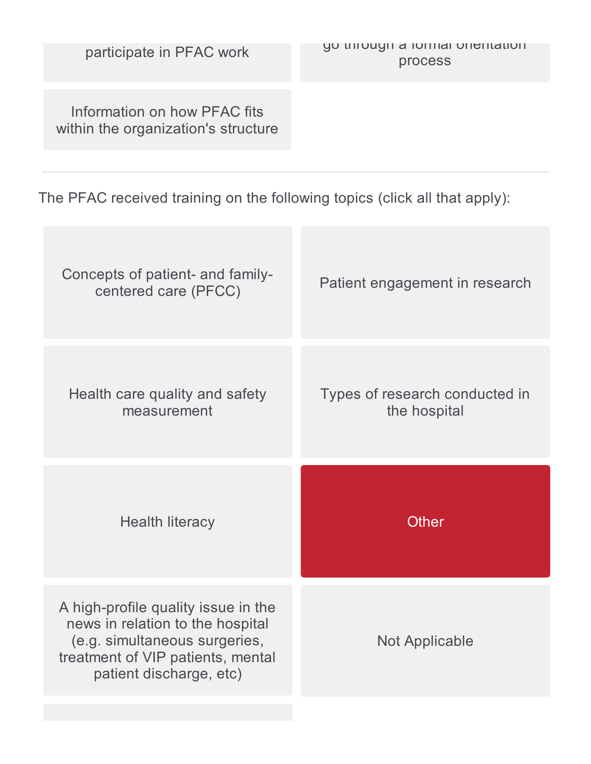participate in PFAC work

go through a formal orientation process

Information on how PFAC fits within the organization's structure

---

The PFAC received training on the following topics (click all that apply):

- Concepts of patient- and family-centered care (PFCC)
- Patient engagement in research
- Health care quality and safety measurement
- Types of research conducted in the hospital
- Health literacy
- Other
- A high-profile quality issue in the news in relation to the hospital (e.g. simultaneous surgeries, treatment of VIP patients, mental patient discharge, etc)
- Not Applicable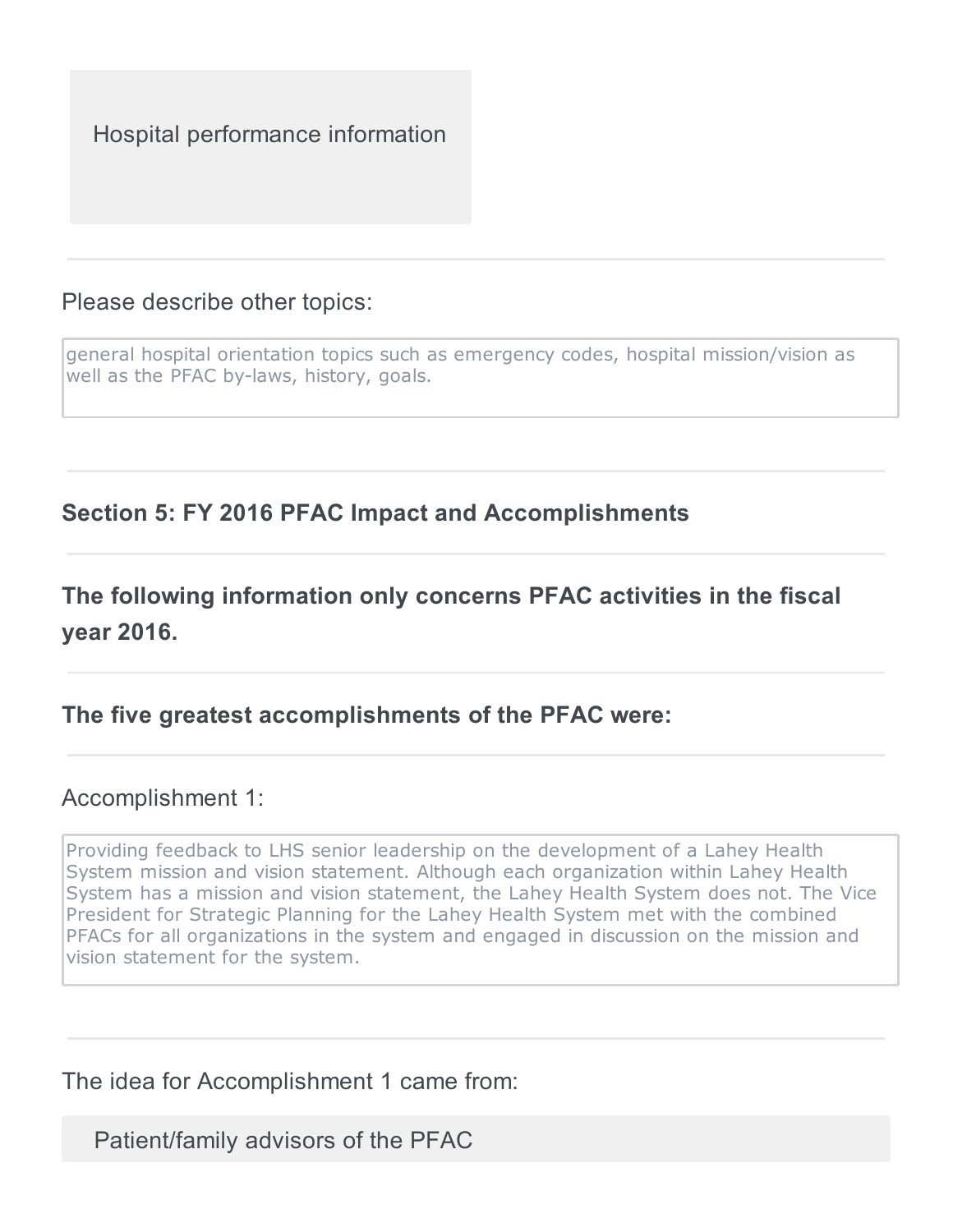Hospital performance information

Please describe other topics:

general hospital orientation topics such as emergency codes, hospital mission/vision as well as the PFAC by-laws, history, goals.

**Section 5: FY 2016 PFAC Impact and Accomplishments**

**The following information only concerns PFAC activities in the fiscal year 2016.**

**The five greatest accomplishments of the PFAC were:**

Accomplishment 1:

Providing feedback to LHS senior leadership on the development of a Lahey Health System mission and vision statement. Although each organization within Lahey Health System has a mission and vision statement, the Lahey Health System does not. The Vice President for Strategic Planning for the Lahey Health System met with the combined PFACs for all organizations in the system and engaged in discussion on the mission and vision statement for the system.

The idea for Accomplishment 1 came from:

Patient/family advisors of the PFAC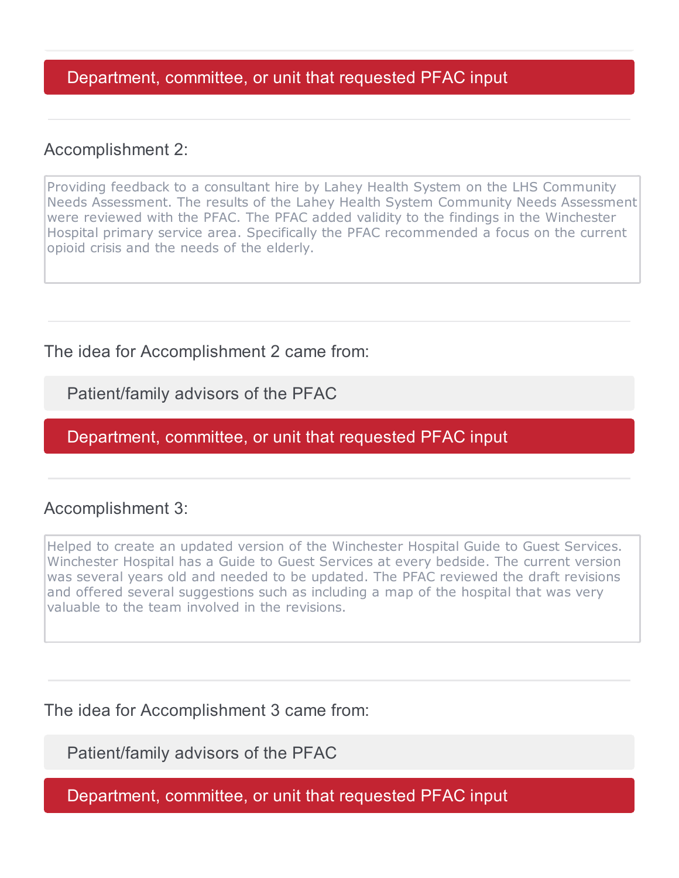Department, committee, or unit that requested PFAC input

Accomplishment 2:

Providing feedback to a consultant hire by Lahey Health System on the LHS Community Needs Assessment. The results of the Lahey Health System Community Needs Assessment were reviewed with the PFAC. The PFAC added validity to the findings in the Winchester Hospital primary service area. Specifically the PFAC recommended a focus on the current opioid crisis and the needs of the elderly.

The idea for Accomplishment 2 came from:

Patient/family advisors of the PFAC

Department, committee, or unit that requested PFAC input

Accomplishment 3:

Helped to create an updated version of the Winchester Hospital Guide to Guest Services. Winchester Hospital has a Guide to Guest Services at every bedside. The current version was several years old and needed to be updated. The PFAC reviewed the draft revisions and offered several suggestions such as including a map of the hospital that was very valuable to the team involved in the revisions.

The idea for Accomplishment 3 came from:

Patient/family advisors of the PFAC

Department, committee, or unit that requested PFAC input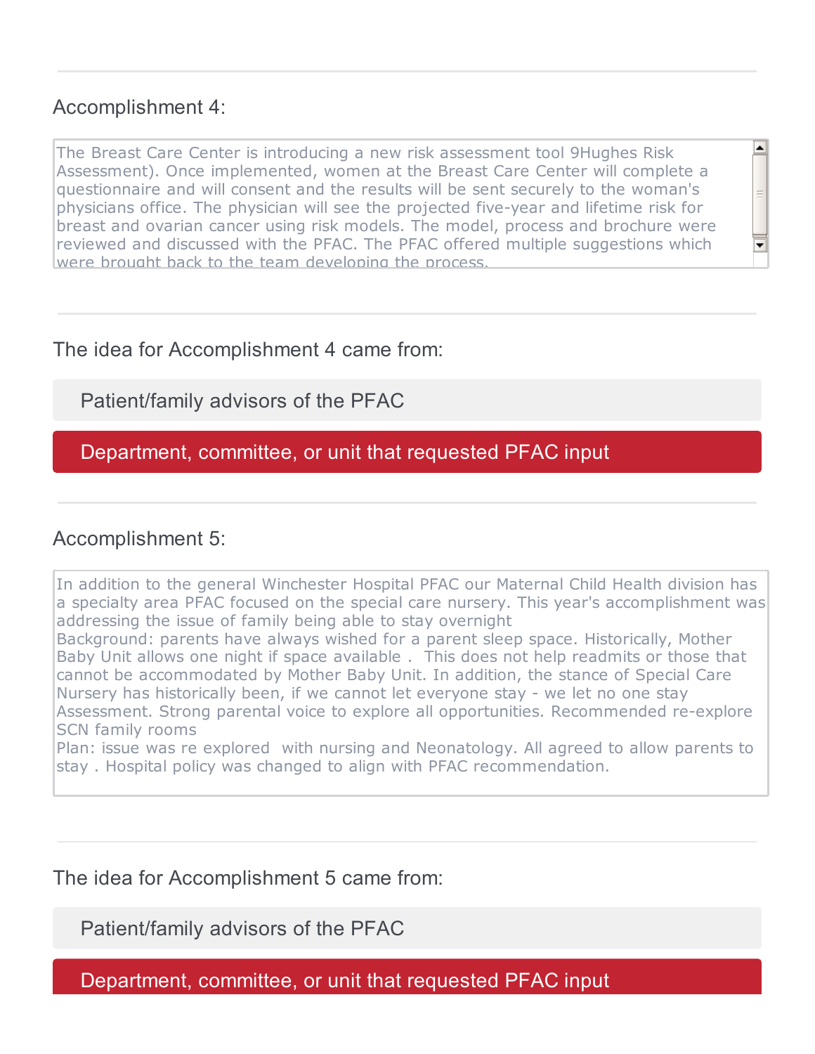Accomplishment 4:

The Breast Care Center is introducing a new risk assessment tool 9Hughes Risk Assessment). Once implemented, women at the Breast Care Center will complete a questionnaire and will consent and the results will be sent securely to the woman's physicians office. The physician will see the projected five-year and lifetime risk for breast and ovarian cancer using risk models. The model, process and brochure were reviewed and discussed with the PFAC. The PFAC offered multiple suggestions which were brought back to the team developing the process.

The idea for Accomplishment 4 came from:

- Patient/family advisors of the PFAC
- **Department, committee, or unit that requested PFAC input**

Accomplishment 5:

In addition to the general Winchester Hospital PFAC our Maternal Child Health division has a specialty area PFAC focused on the special care nursery. This year's accomplishment was addressing the issue of family being able to stay overnight
Background: parents have always wished for a parent sleep space. Historically, Mother Baby Unit allows one night if space available . This does not help readmits or those that cannot be accommodated by Mother Baby Unit. In addition, the stance of Special Care Nursery has historically been, if we cannot let everyone stay - we let no one stay
Assessment. Strong parental voice to explore all opportunities. Recommended re-explore SCN family rooms
Plan: issue was re explored with nursing and Neonatology. All agreed to allow parents to stay . Hospital policy was changed to align with PFAC recommendation.

The idea for Accomplishment 5 came from:

- Patient/family advisors of the PFAC
- **Department, committee, or unit that requested PFAC input**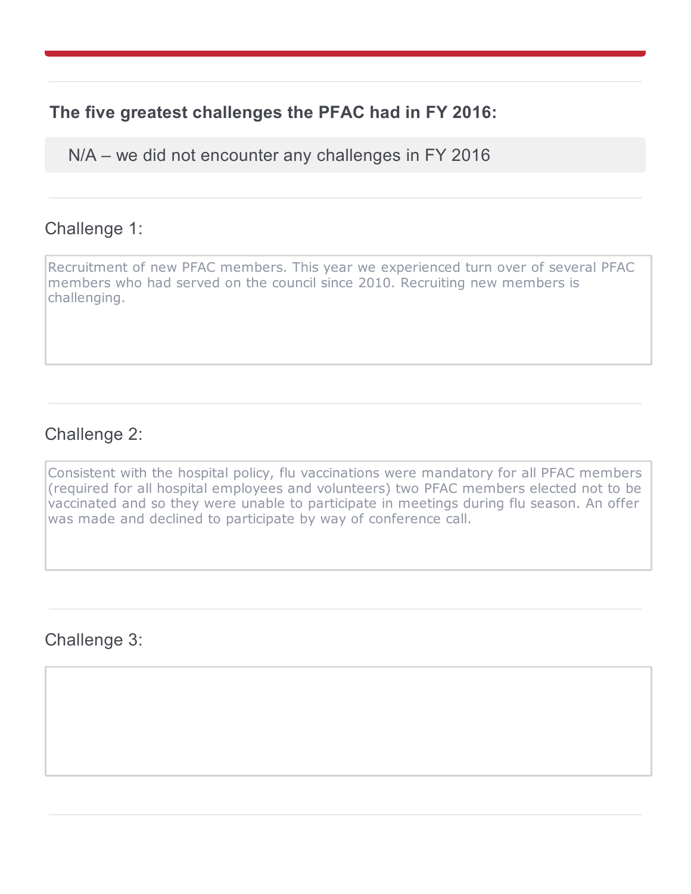### The five greatest challenges the PFAC had in FY 2016:

N/A – we did not encounter any challenges in FY 2016

Challenge 1:

Recruitment of new PFAC members. This year we experienced turn over of several PFAC members who had served on the council since 2010. Recruiting new members is challenging.

Challenge 2:

Consistent with the hospital policy, flu vaccinations were mandatory for all PFAC members (required for all hospital employees and volunteers) two PFAC members elected not to be vaccinated and so they were unable to participate in meetings during flu season. An offer was made and declined to participate by way of conference call.

Challenge 3: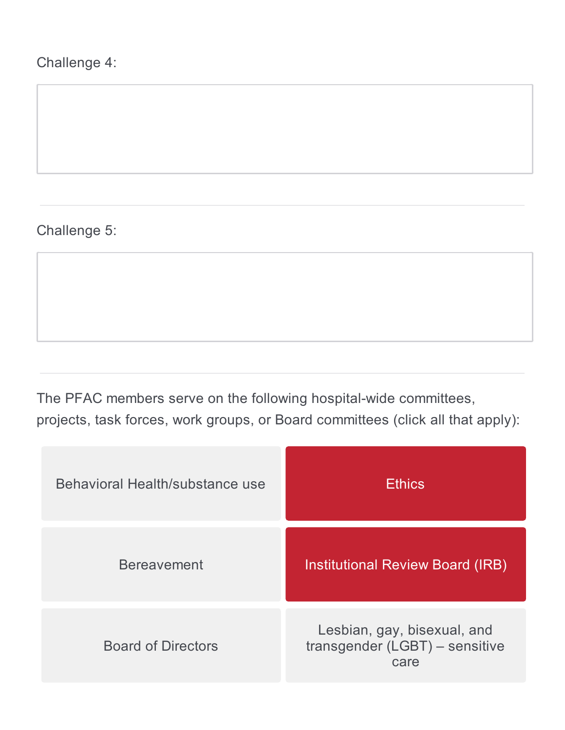Challenge 4:

Challenge 5:

The PFAC members serve on the following hospital-wide committees, projects, task forces, work groups, or Board committees (click all that apply):

| | |
|---|---|
| Behavioral Health/substance use | **Ethics** (selected) |
| Bereavement | **Institutional Review Board (IRB)** (selected) |
| Board of Directors | Lesbian, gay, bisexual, and transgender (LGBT) – sensitive care |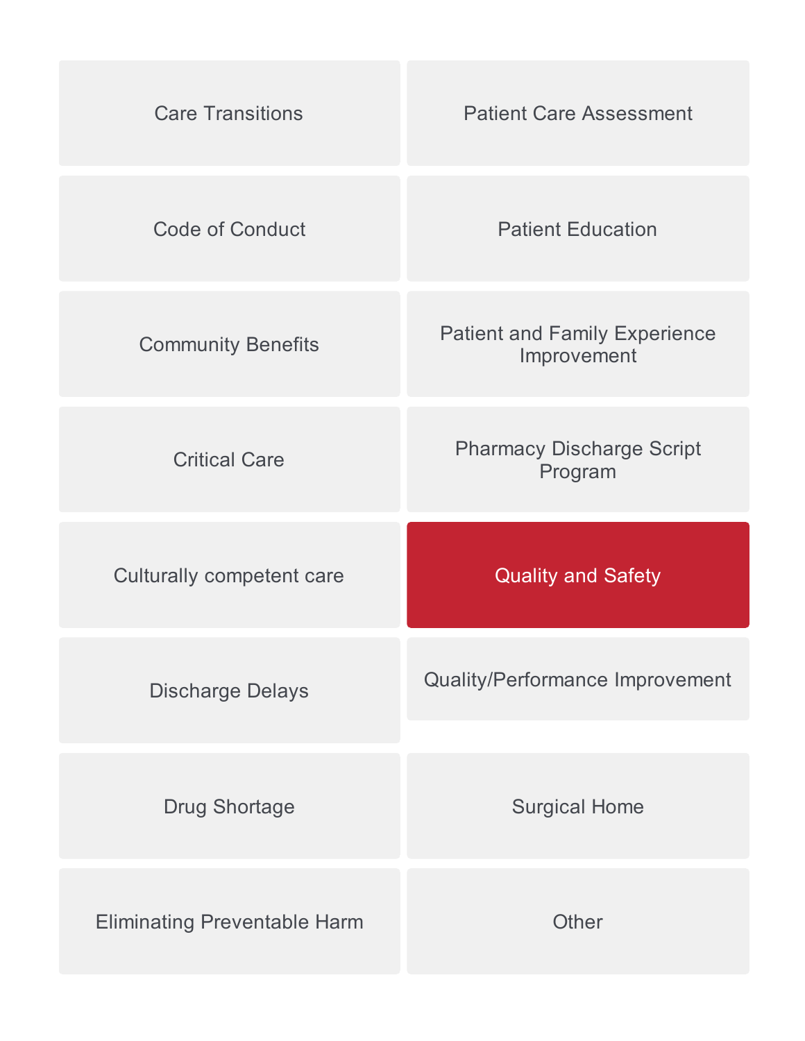Care Transitions

Code of Conduct

Community Benefits

Critical Care

Culturally competent care

Discharge Delays

Drug Shortage

Eliminating Preventable Harm

Patient Care Assessment

Patient Education

Patient and Family Experience Improvement

Pharmacy Discharge Script Program

Quality and Safety

Quality/Performance Improvement

Surgical Home

Other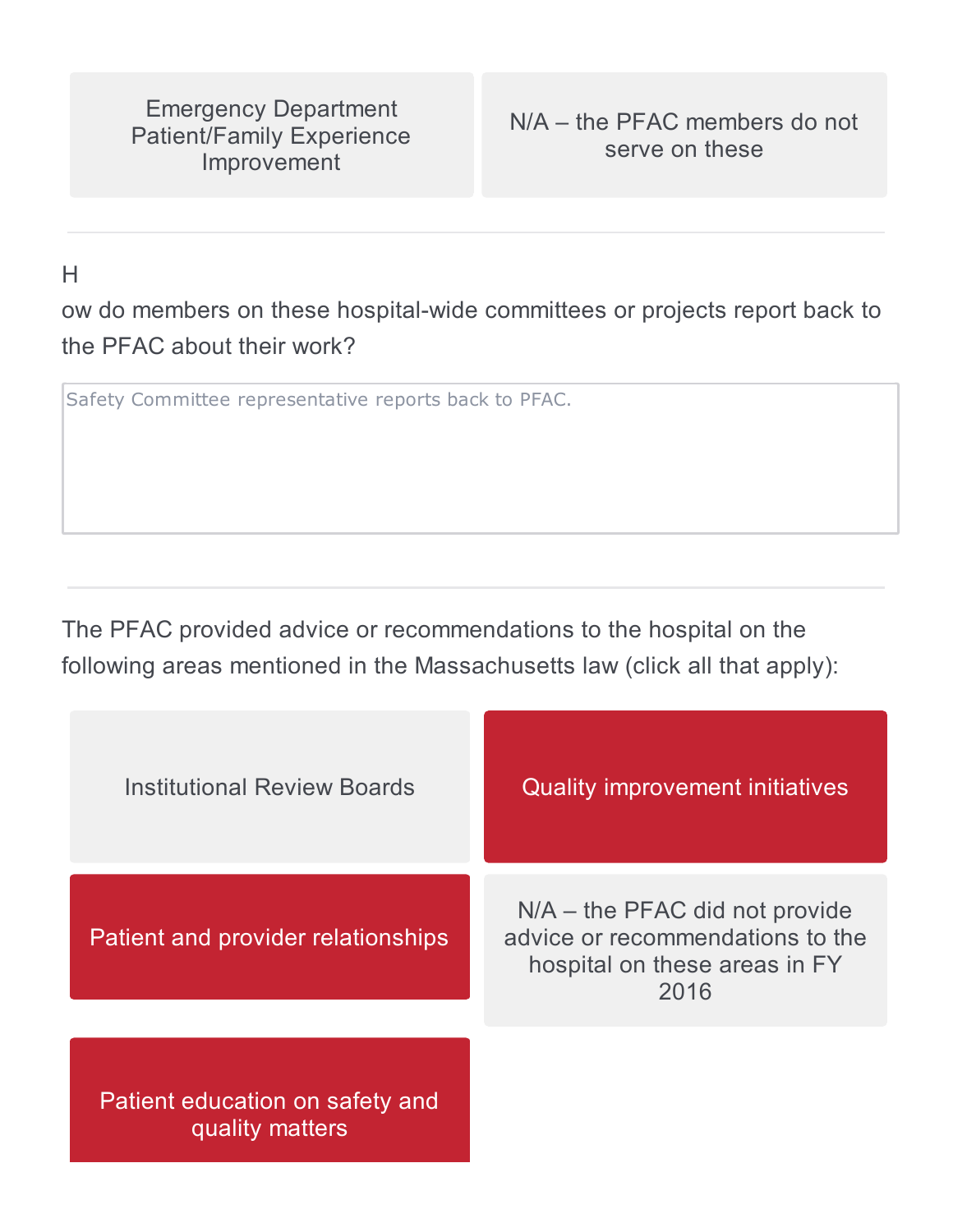| Emergency Department Patient/Family Experience Improvement | N/A – the PFAC members do not serve on these |
| --- | --- |

---

How do members on these hospital-wide committees or projects report back to the PFAC about their work?

Safety Committee representative reports back to PFAC.

---

The PFAC provided advice or recommendations to the hospital on the following areas mentioned in the Massachusetts law (click all that apply):

- Institutional Review Boards
- **Quality improvement initiatives** (selected)
- **Patient and provider relationships** (selected)
- N/A – the PFAC did not provide advice or recommendations to the hospital on these areas in FY 2016
- **Patient education on safety and quality matters** (selected)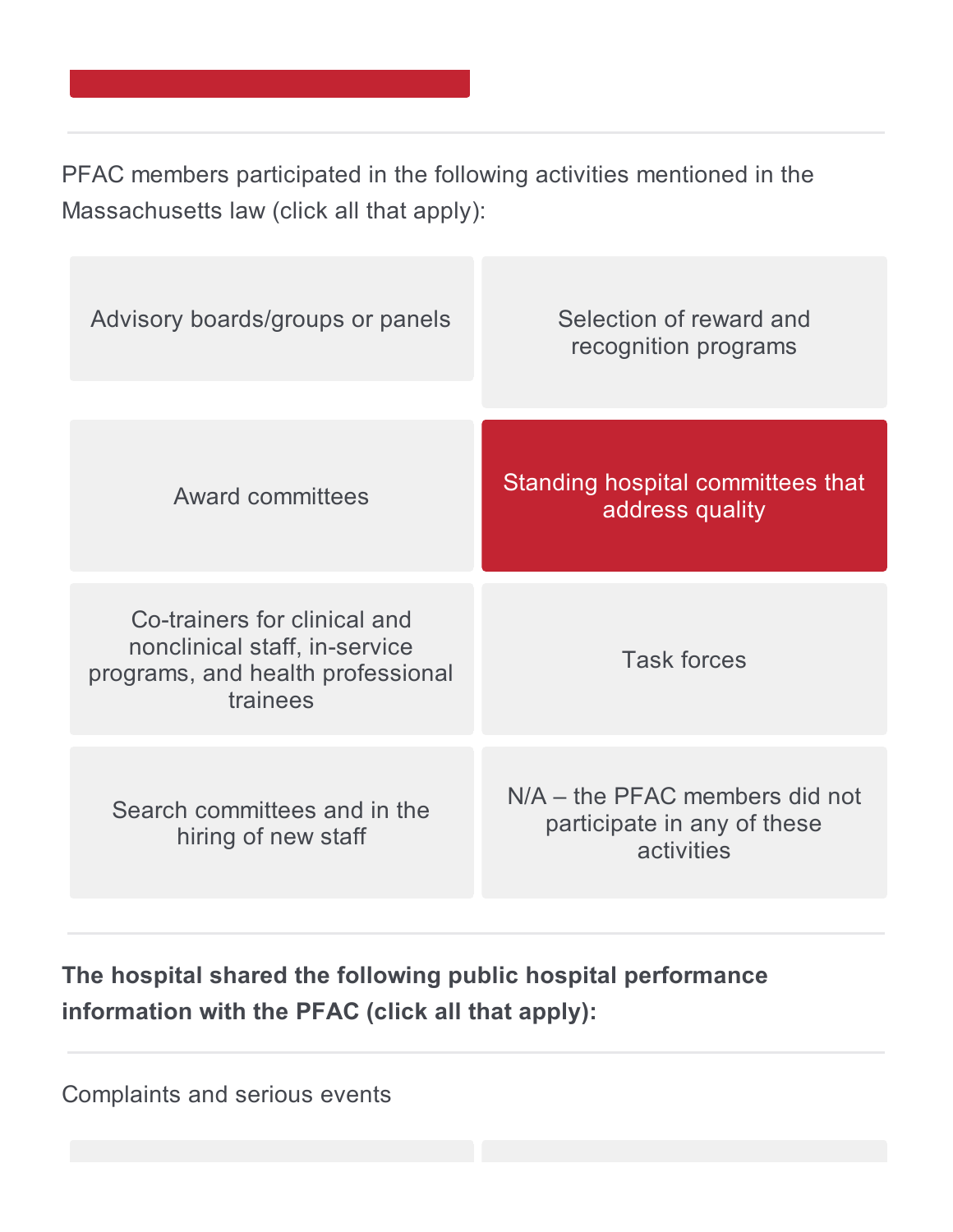PFAC members participated in the following activities mentioned in the Massachusetts law (click all that apply):

| | |
|---|---|
| Advisory boards/groups or panels | Selection of reward and recognition programs |
| Award committees | **Standing hospital committees that address quality** |
| Co-trainers for clinical and nonclinical staff, in-service programs, and health professional trainees | Task forces |
| Search committees and in the hiring of new staff | N/A – the PFAC members did not participate in any of these activities |

**The hospital shared the following public hospital performance information with the PFAC (click all that apply):**

Complaints and serious events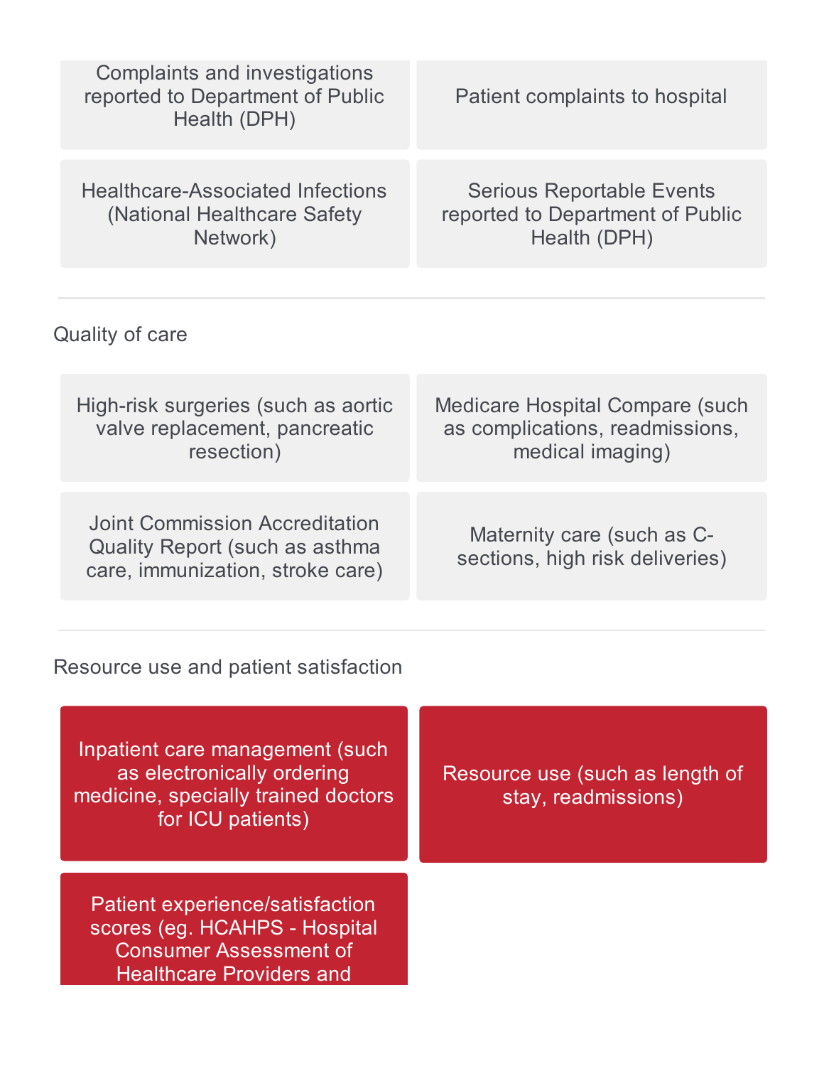- Complaints and investigations reported to Department of Public Health (DPH)
- Patient complaints to hospital
- Healthcare-Associated Infections (National Healthcare Safety Network)
- Serious Reportable Events reported to Department of Public Health (DPH)

---

Quality of care

- High-risk surgeries (such as aortic valve replacement, pancreatic resection)
- Medicare Hospital Compare (such as complications, readmissions, medical imaging)
- Joint Commission Accreditation Quality Report (such as asthma care, immunization, stroke care)
- Maternity care (such as C-sections, high risk deliveries)

---

Resource use and patient satisfaction

- Inpatient care management (such as electronically ordering medicine, specially trained doctors for ICU patients)
- Resource use (such as length of stay, readmissions)
- Patient experience/satisfaction scores (eg. HCAHPS - Hospital Consumer Assessment of Healthcare Providers and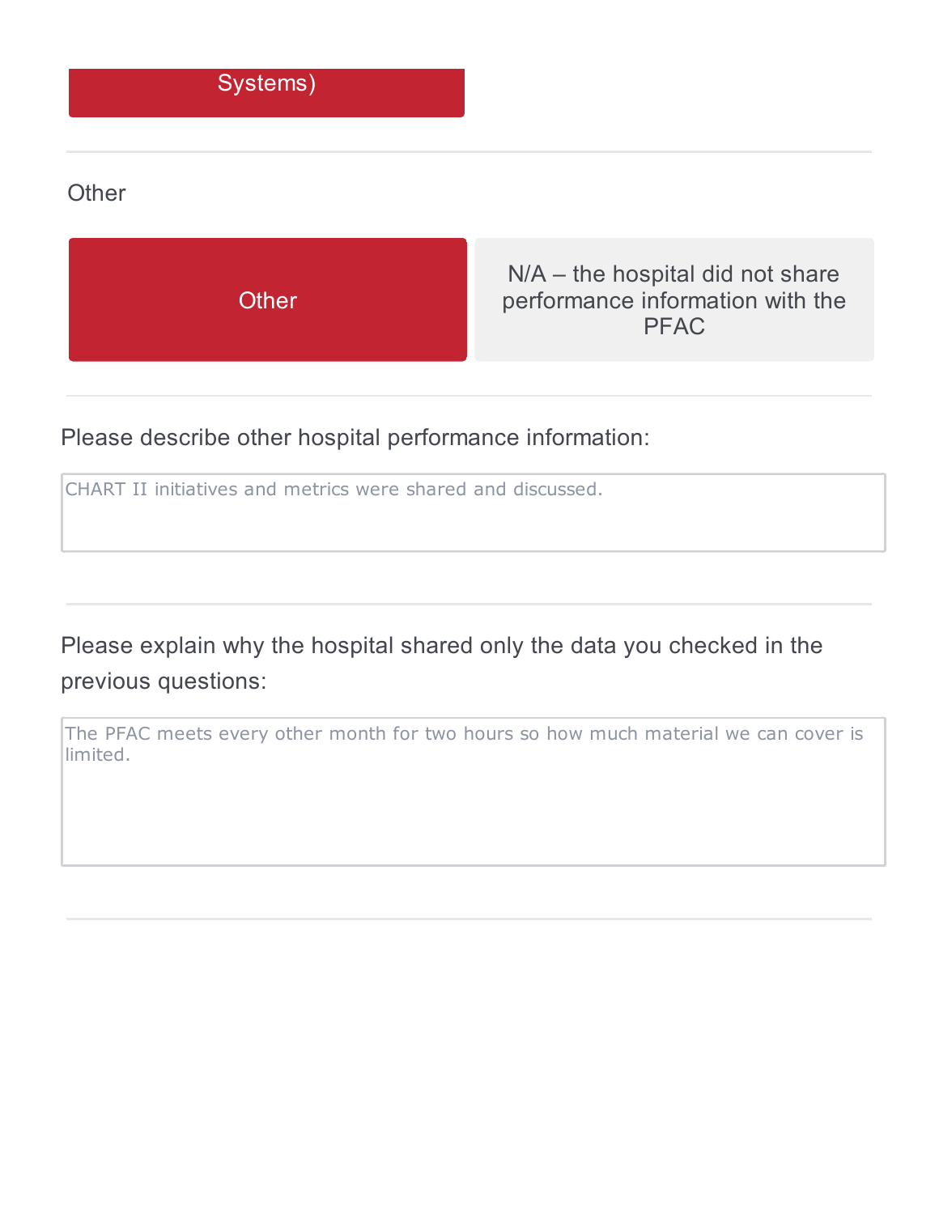Systems)

---

Other

| Other | N/A – the hospital did not share performance information with the PFAC |
| --- | --- |

---

Please describe other hospital performance information:

CHART II initiatives and metrics were shared and discussed.

---

Please explain why the hospital shared only the data you checked in the previous questions:

The PFAC meets every other month for two hours so how much material we can cover is limited.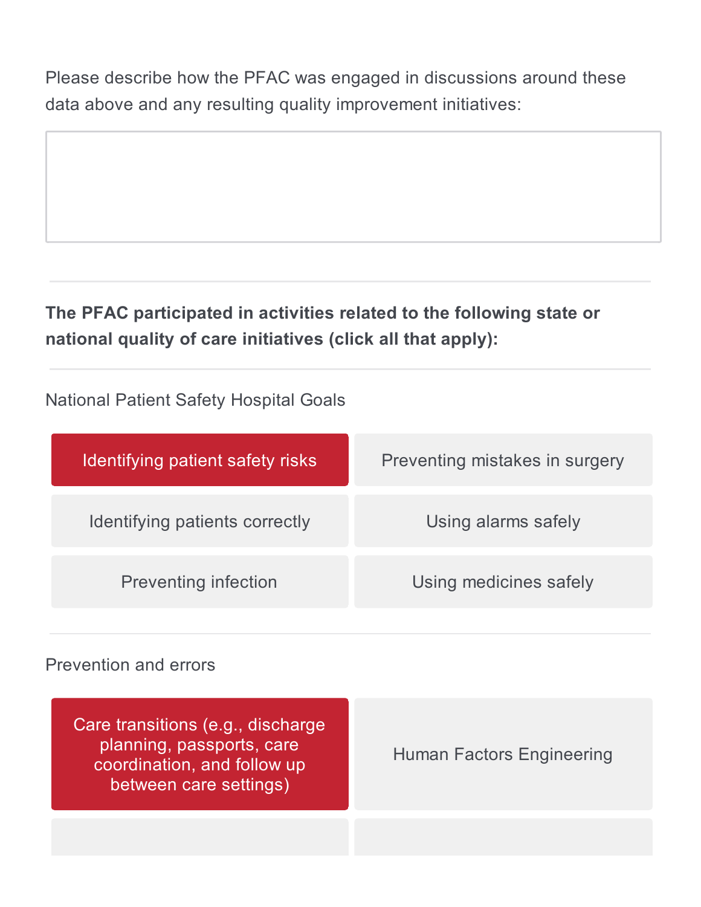Please describe how the PFAC was engaged in discussions around these data above and any resulting quality improvement initiatives:

**The PFAC participated in activities related to the following state or national quality of care initiatives (click all that apply):**

National Patient Safety Hospital Goals

- [x] Identifying patient safety risks
- [ ] Preventing mistakes in surgery
- [ ] Identifying patients correctly
- [ ] Using alarms safely
- [ ] Preventing infection
- [ ] Using medicines safely

Prevention and errors

- [x] Care transitions (e.g., discharge planning, passports, care coordination, and follow up between care settings)
- [ ] Human Factors Engineering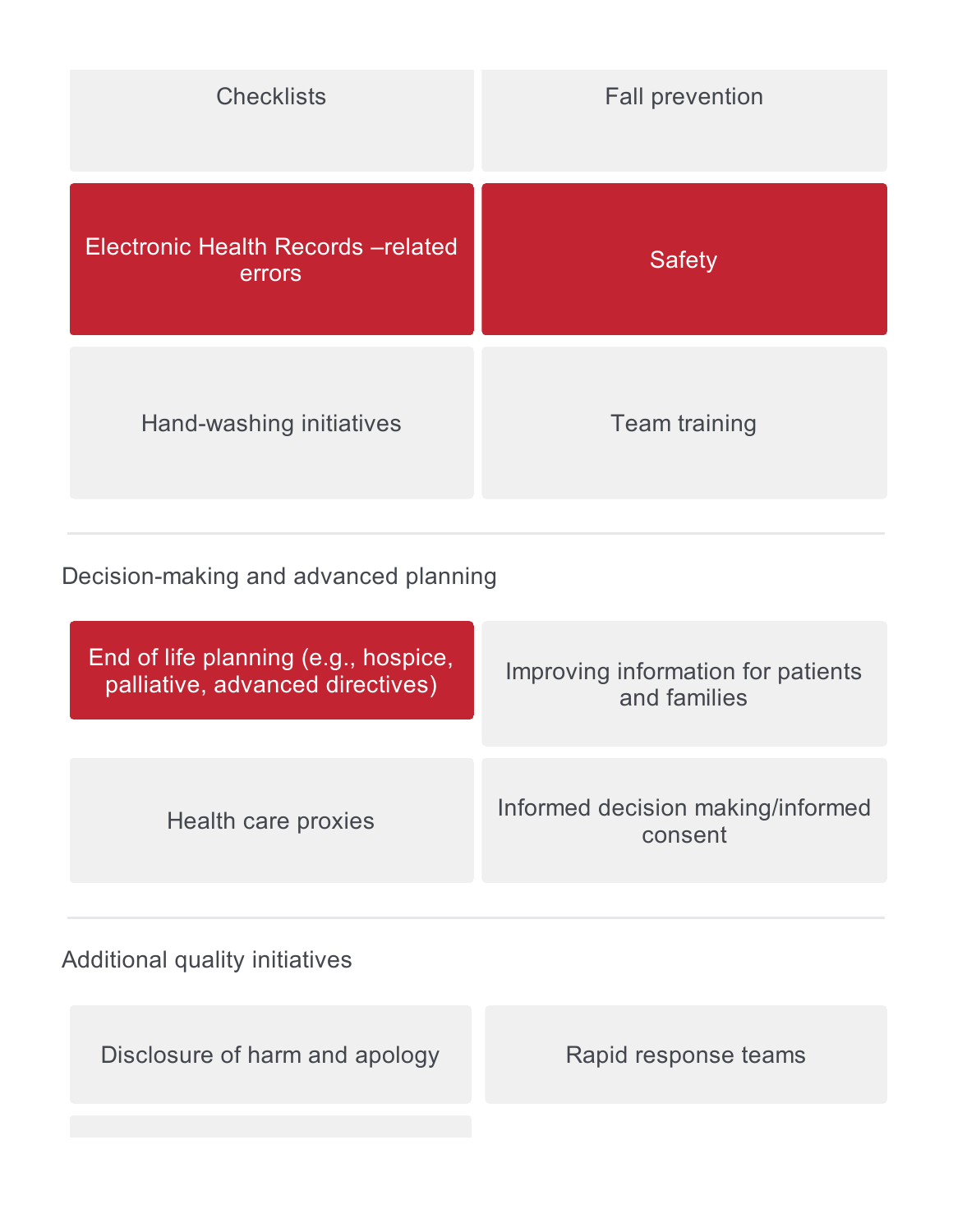- Checklists
- Fall prevention
- Electronic Health Records –related errors
- Safety
- Hand-washing initiatives
- Team training

---

Decision-making and advanced planning

- End of life planning (e.g., hospice, palliative, advanced directives)
- Improving information for patients and families
- Health care proxies
- Informed decision making/informed consent

---

Additional quality initiatives

- Disclosure of harm and apology
- Rapid response teams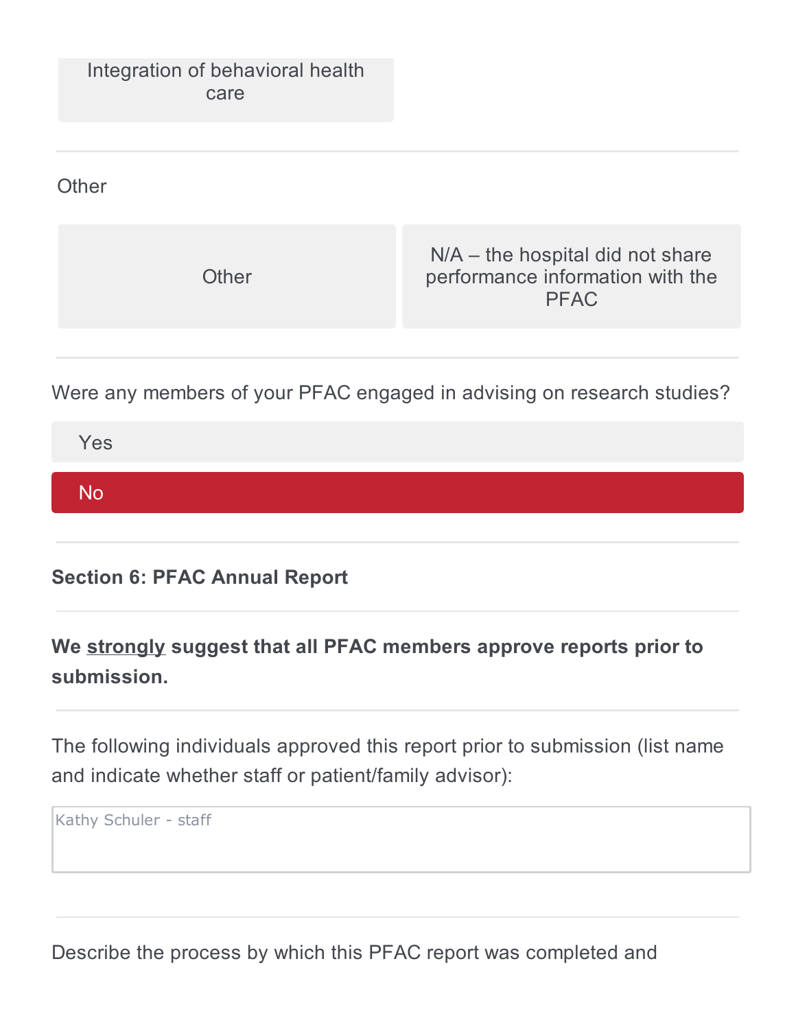Integration of behavioral health care

---

Other

| Other | N/A – the hospital did not share performance information with the PFAC |
| --- | --- |

---

Were any members of your PFAC engaged in advising on research studies?

- Yes
- **No** (selected)

---

**Section 6: PFAC Annual Report**

---

**We strongly suggest that all PFAC members approve reports prior to submission.**

---

The following individuals approved this report prior to submission (list name and indicate whether staff or patient/family advisor):

Kathy Schuler - staff

---

Describe the process by which this PFAC report was completed and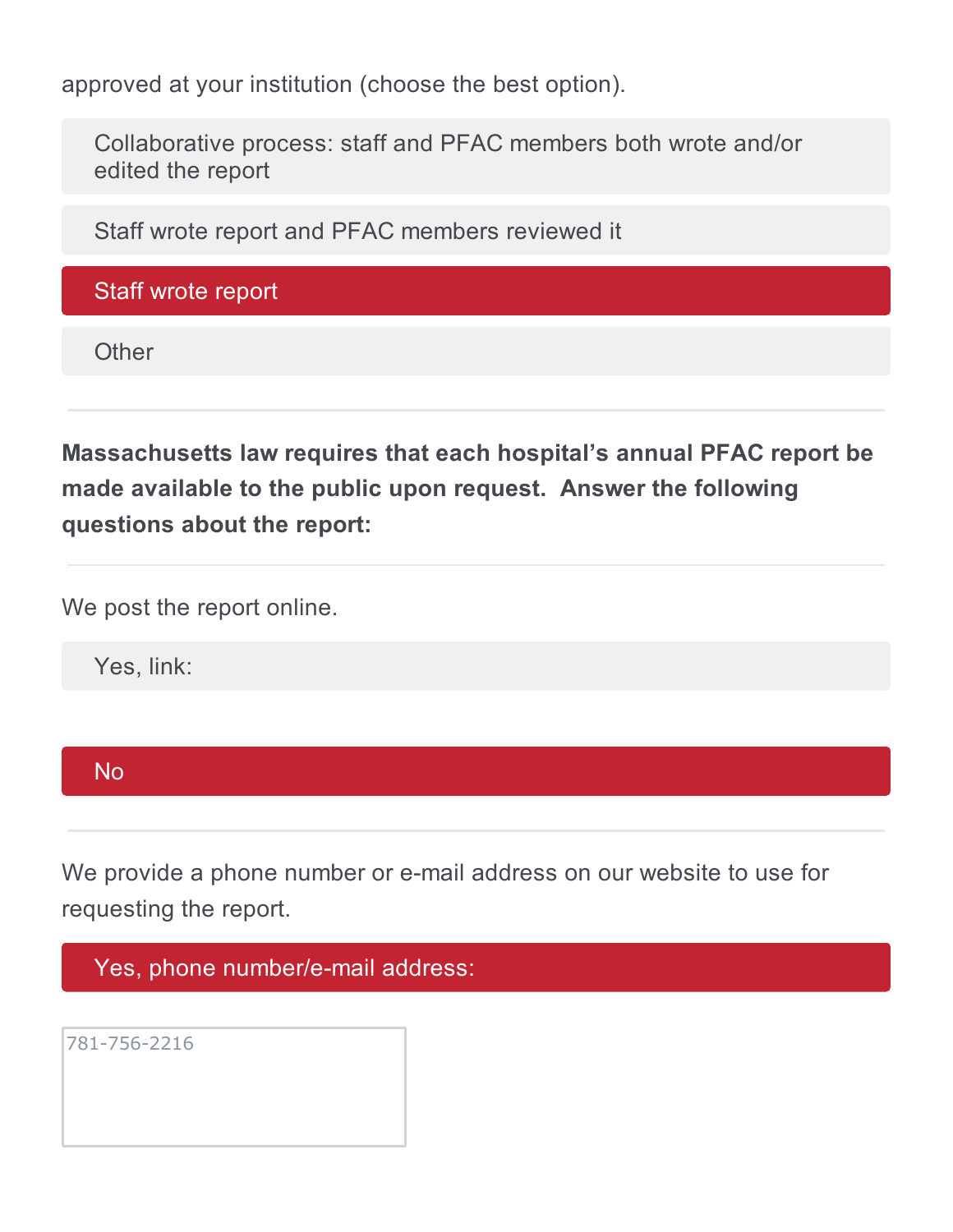approved at your institution (choose the best option).

- Collaborative process: staff and PFAC members both wrote and/or edited the report
- Staff wrote report and PFAC members reviewed it
- **Staff wrote report** (selected)
- Other

---

**Massachusetts law requires that each hospital's annual PFAC report be made available to the public upon request. Answer the following questions about the report:**

---

We post the report online.

- Yes, link:
- **No** (selected)

---

We provide a phone number or e-mail address on our website to use for requesting the report.

- **Yes, phone number/e-mail address:** (selected)

781-756-2216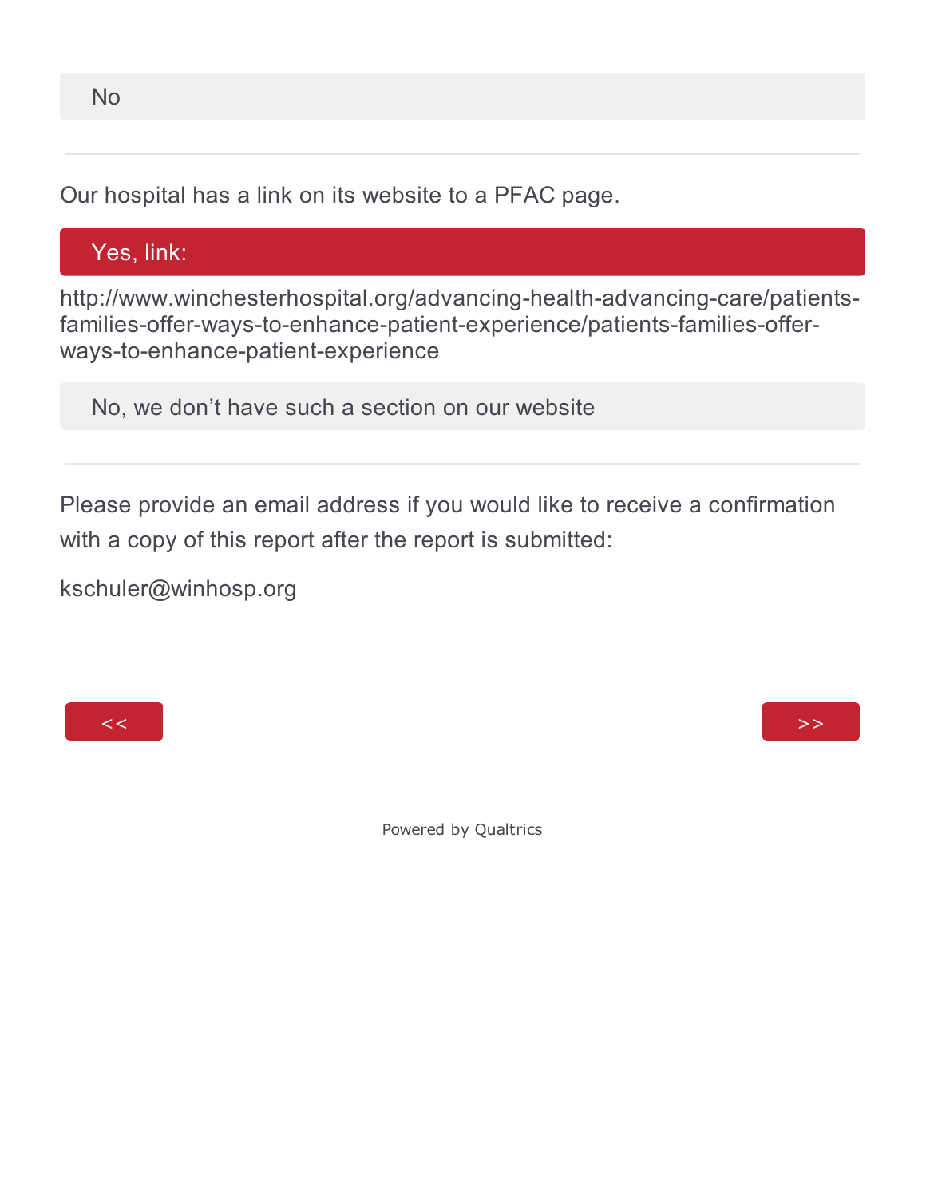No

---

Our hospital has a link on its website to a PFAC page.

**Yes, link:**

http://www.winchesterhospital.org/advancing-health-advancing-care/patients-families-offer-ways-to-enhance-patient-experience/patients-families-offer-ways-to-enhance-patient-experience

No, we don't have such a section on our website

---

Please provide an email address if you would like to receive a confirmation with a copy of this report after the report is submitted:

kschuler@winhosp.org

<<

>>

Powered by Qualtrics